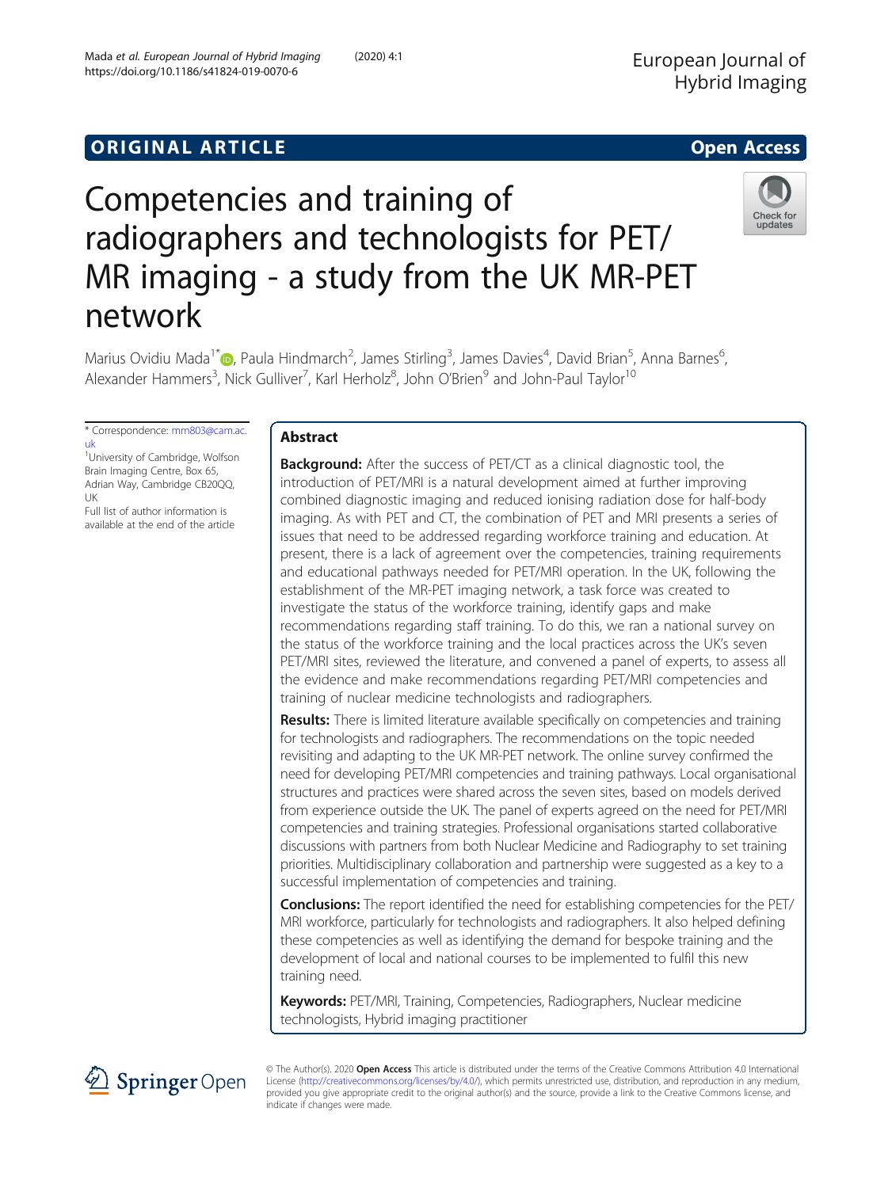ORIGINAL ARTICLE

Open Access

# Competencies and training of radiographers and technologists for PET/MR imaging - a study from the UK MR-PET network

Marius Ovidiu Mada[1*], Paula Hindmarch[2], James Stirling[3], James Davies[4], David Brian[5], Anna Barnes[6], Alexander Hammers[3], Nick Gulliver[7], Karl Herholz[8], John O'Brien[9] and John-Paul Taylor[10]

\* Correspondence: mm803@cam.ac.uk

[1]University of Cambridge, Wolfson Brain Imaging Centre, Box 65, Adrian Way, Cambridge CB20QQ, UK

Full list of author information is available at the end of the article

## Abstract

**Background:** After the success of PET/CT as a clinical diagnostic tool, the introduction of PET/MRI is a natural development aimed at further improving combined diagnostic imaging and reduced ionising radiation dose for half-body imaging. As with PET and CT, the combination of PET and MRI presents a series of issues that need to be addressed regarding workforce training and education. At present, there is a lack of agreement over the competencies, training requirements and educational pathways needed for PET/MRI operation. In the UK, following the establishment of the MR-PET imaging network, a task force was created to investigate the status of the workforce training, identify gaps and make recommendations regarding staff training. To do this, we ran a national survey on the status of the workforce training and the local practices across the UK's seven PET/MRI sites, reviewed the literature, and convened a panel of experts, to assess all the evidence and make recommendations regarding PET/MRI competencies and training of nuclear medicine technologists and radiographers.

**Results:** There is limited literature available specifically on competencies and training for technologists and radiographers. The recommendations on the topic needed revisiting and adapting to the UK MR-PET network. The online survey confirmed the need for developing PET/MRI competencies and training pathways. Local organisational structures and practices were shared across the seven sites, based on models derived from experience outside the UK. The panel of experts agreed on the need for PET/MRI competencies and training strategies. Professional organisations started collaborative discussions with partners from both Nuclear Medicine and Radiography to set training priorities. Multidisciplinary collaboration and partnership were suggested as a key to a successful implementation of competencies and training.

**Conclusions:** The report identified the need for establishing competencies for the PET/MRI workforce, particularly for technologists and radiographers. It also helped defining these competencies as well as identifying the demand for bespoke training and the development of local and national courses to be implemented to fulfil this new training need.

**Keywords:** PET/MRI, Training, Competencies, Radiographers, Nuclear medicine technologists, Hybrid imaging practitioner

© The Author(s). 2020 **Open Access** This article is distributed under the terms of the Creative Commons Attribution 4.0 International License (http://creativecommons.org/licenses/by/4.0/), which permits unrestricted use, distribution, and reproduction in any medium, provided you give appropriate credit to the original author(s) and the source, provide a link to the Creative Commons license, and indicate if changes were made.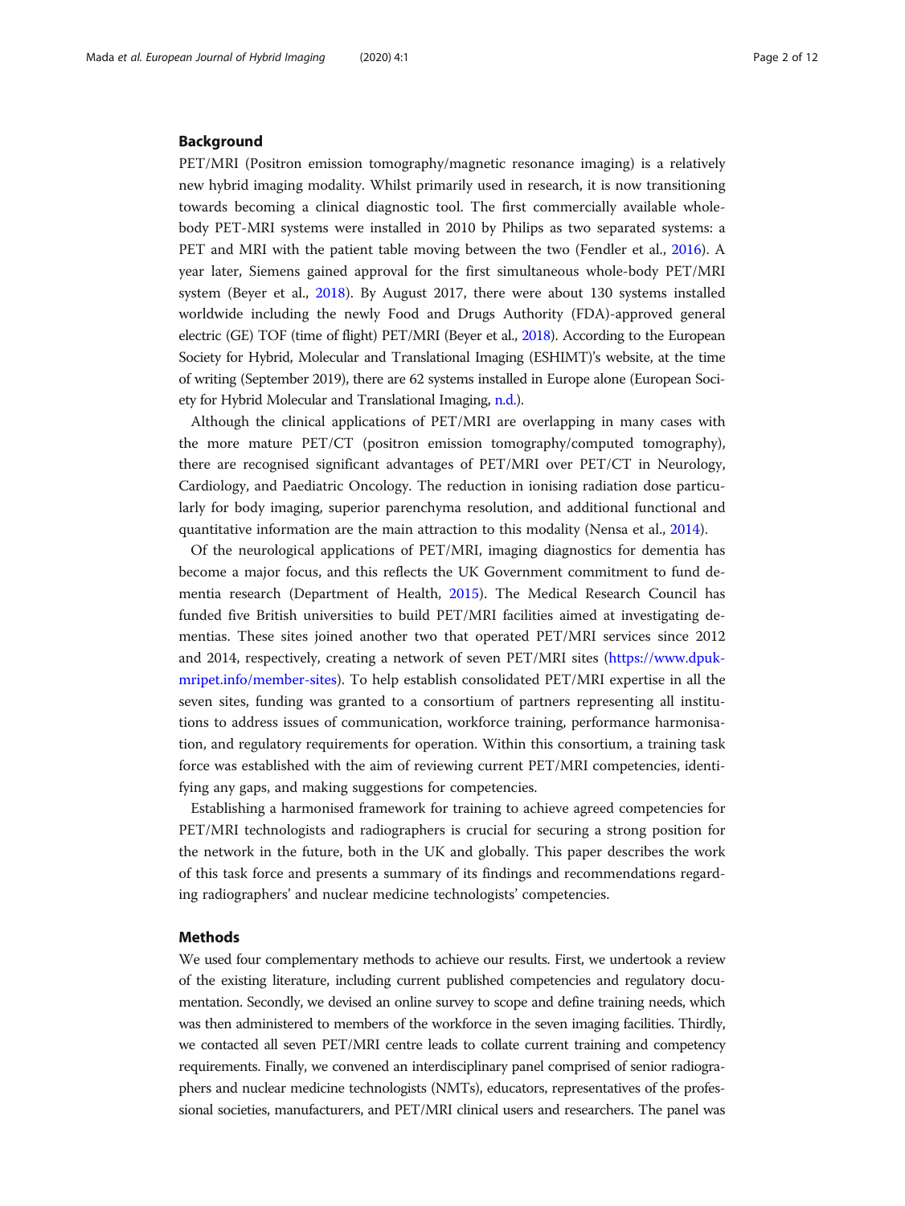## Background

PET/MRI (Positron emission tomography/magnetic resonance imaging) is a relatively new hybrid imaging modality. Whilst primarily used in research, it is now transitioning towards becoming a clinical diagnostic tool. The first commercially available whole-body PET-MRI systems were installed in 2010 by Philips as two separated systems: a PET and MRI with the patient table moving between the two (Fendler et al., 2016). A year later, Siemens gained approval for the first simultaneous whole-body PET/MRI system (Beyer et al., 2018). By August 2017, there were about 130 systems installed worldwide including the newly Food and Drugs Authority (FDA)-approved general electric (GE) TOF (time of flight) PET/MRI (Beyer et al., 2018). According to the European Society for Hybrid, Molecular and Translational Imaging (ESHIMT)'s website, at the time of writing (September 2019), there are 62 systems installed in Europe alone (European Society for Hybrid Molecular and Translational Imaging, n.d.).

Although the clinical applications of PET/MRI are overlapping in many cases with the more mature PET/CT (positron emission tomography/computed tomography), there are recognised significant advantages of PET/MRI over PET/CT in Neurology, Cardiology, and Paediatric Oncology. The reduction in ionising radiation dose particularly for body imaging, superior parenchyma resolution, and additional functional and quantitative information are the main attraction to this modality (Nensa et al., 2014).

Of the neurological applications of PET/MRI, imaging diagnostics for dementia has become a major focus, and this reflects the UK Government commitment to fund dementia research (Department of Health, 2015). The Medical Research Council has funded five British universities to build PET/MRI facilities aimed at investigating dementias. These sites joined another two that operated PET/MRI services since 2012 and 2014, respectively, creating a network of seven PET/MRI sites (https://www.dpuk-mripet.info/member-sites). To help establish consolidated PET/MRI expertise in all the seven sites, funding was granted to a consortium of partners representing all institutions to address issues of communication, workforce training, performance harmonisation, and regulatory requirements for operation. Within this consortium, a training task force was established with the aim of reviewing current PET/MRI competencies, identifying any gaps, and making suggestions for competencies.

Establishing a harmonised framework for training to achieve agreed competencies for PET/MRI technologists and radiographers is crucial for securing a strong position for the network in the future, both in the UK and globally. This paper describes the work of this task force and presents a summary of its findings and recommendations regarding radiographers' and nuclear medicine technologists' competencies.

## Methods

We used four complementary methods to achieve our results. First, we undertook a review of the existing literature, including current published competencies and regulatory documentation. Secondly, we devised an online survey to scope and define training needs, which was then administered to members of the workforce in the seven imaging facilities. Thirdly, we contacted all seven PET/MRI centre leads to collate current training and competency requirements. Finally, we convened an interdisciplinary panel comprised of senior radiographers and nuclear medicine technologists (NMTs), educators, representatives of the professional societies, manufacturers, and PET/MRI clinical users and researchers. The panel was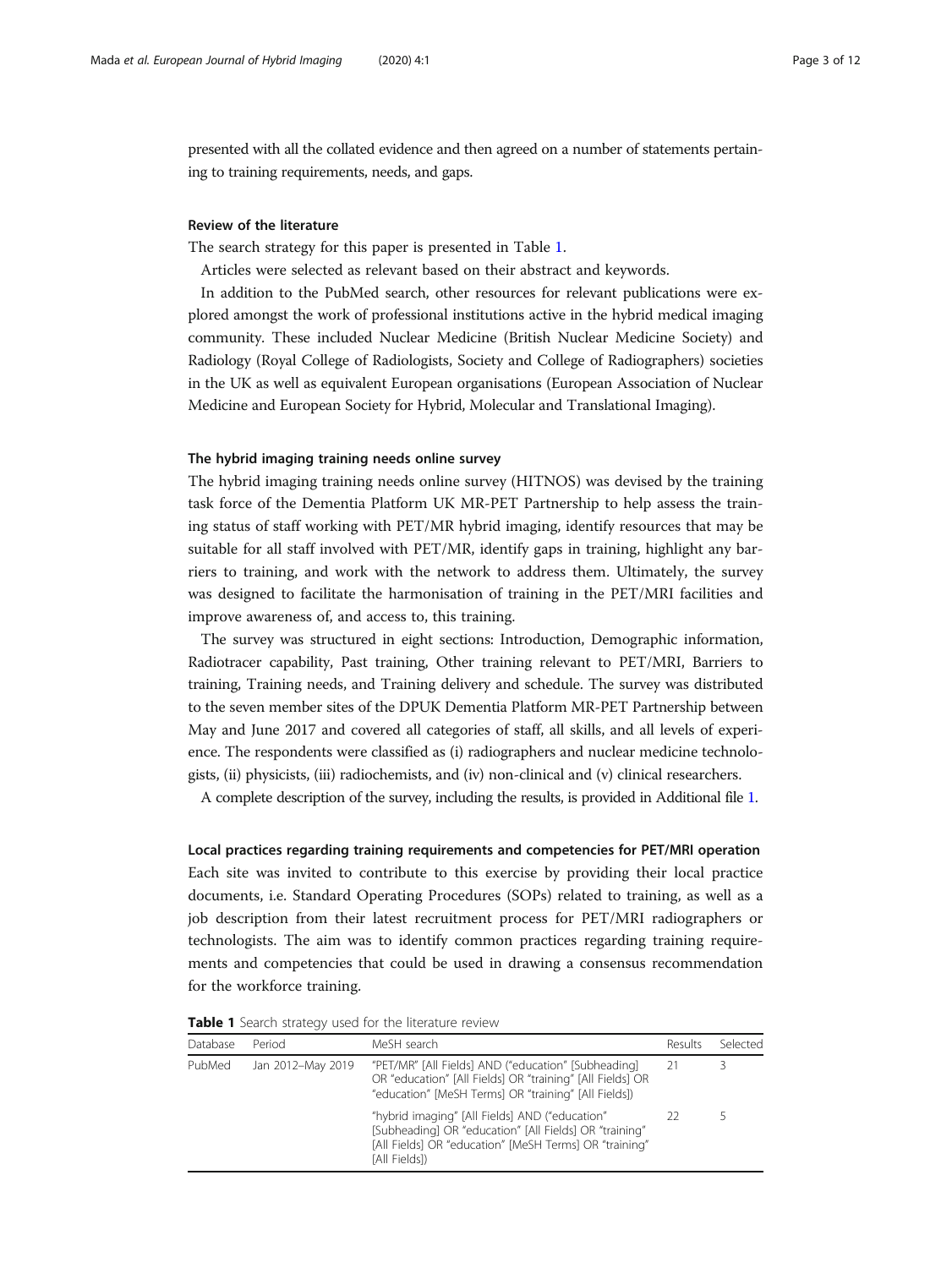presented with all the collated evidence and then agreed on a number of statements pertaining to training requirements, needs, and gaps.

### Review of the literature

The search strategy for this paper is presented in Table 1.

Articles were selected as relevant based on their abstract and keywords.

In addition to the PubMed search, other resources for relevant publications were explored amongst the work of professional institutions active in the hybrid medical imaging community. These included Nuclear Medicine (British Nuclear Medicine Society) and Radiology (Royal College of Radiologists, Society and College of Radiographers) societies in the UK as well as equivalent European organisations (European Association of Nuclear Medicine and European Society for Hybrid, Molecular and Translational Imaging).

### The hybrid imaging training needs online survey

The hybrid imaging training needs online survey (HITNOS) was devised by the training task force of the Dementia Platform UK MR-PET Partnership to help assess the training status of staff working with PET/MR hybrid imaging, identify resources that may be suitable for all staff involved with PET/MR, identify gaps in training, highlight any barriers to training, and work with the network to address them. Ultimately, the survey was designed to facilitate the harmonisation of training in the PET/MRI facilities and improve awareness of, and access to, this training.

The survey was structured in eight sections: Introduction, Demographic information, Radiotracer capability, Past training, Other training relevant to PET/MRI, Barriers to training, Training needs, and Training delivery and schedule. The survey was distributed to the seven member sites of the DPUK Dementia Platform MR-PET Partnership between May and June 2017 and covered all categories of staff, all skills, and all levels of experience. The respondents were classified as (i) radiographers and nuclear medicine technologists, (ii) physicists, (iii) radiochemists, and (iv) non-clinical and (v) clinical researchers.

A complete description of the survey, including the results, is provided in Additional file 1.

### Local practices regarding training requirements and competencies for PET/MRI operation

Each site was invited to contribute to this exercise by providing their local practice documents, i.e. Standard Operating Procedures (SOPs) related to training, as well as a job description from their latest recruitment process for PET/MRI radiographers or technologists. The aim was to identify common practices regarding training requirements and competencies that could be used in drawing a consensus recommendation for the workforce training.

**Table 1** Search strategy used for the literature review

| Database | Period | MeSH search | Results | Selected |
|---|---|---|---|---|
| PubMed | Jan 2012–May 2019 | "PET/MR" [All Fields] AND ("education" [Subheading] OR "education" [All Fields] OR "training" [All Fields] OR "education" [MeSH Terms] OR "training" [All Fields]) | 21 | 3 |
| | | "hybrid imaging" [All Fields] AND ("education" [Subheading] OR "education" [All Fields] OR "training" [All Fields] OR "education" [MeSH Terms] OR "training" [All Fields]) | 22 | 5 |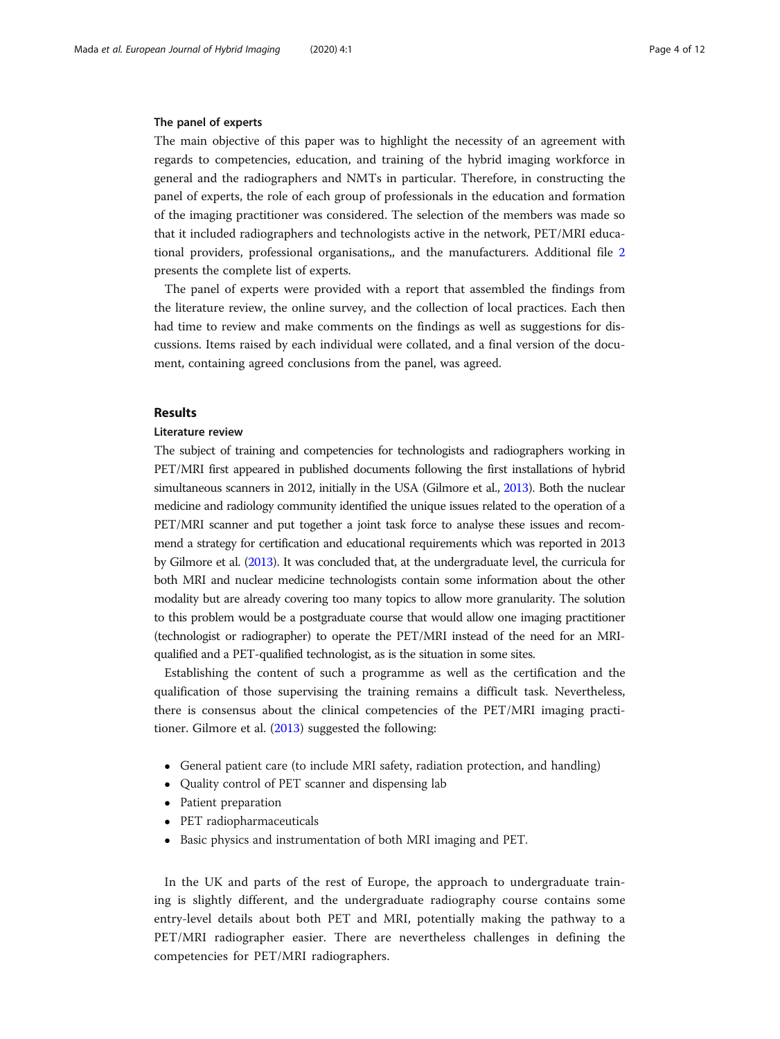### The panel of experts

The main objective of this paper was to highlight the necessity of an agreement with regards to competencies, education, and training of the hybrid imaging workforce in general and the radiographers and NMTs in particular. Therefore, in constructing the panel of experts, the role of each group of professionals in the education and formation of the imaging practitioner was considered. The selection of the members was made so that it included radiographers and technologists active in the network, PET/MRI educational providers, professional organisations,, and the manufacturers. Additional file 2 presents the complete list of experts.

The panel of experts were provided with a report that assembled the findings from the literature review, the online survey, and the collection of local practices. Each then had time to review and make comments on the findings as well as suggestions for discussions. Items raised by each individual were collated, and a final version of the document, containing agreed conclusions from the panel, was agreed.

## Results

### Literature review

The subject of training and competencies for technologists and radiographers working in PET/MRI first appeared in published documents following the first installations of hybrid simultaneous scanners in 2012, initially in the USA (Gilmore et al., 2013). Both the nuclear medicine and radiology community identified the unique issues related to the operation of a PET/MRI scanner and put together a joint task force to analyse these issues and recommend a strategy for certification and educational requirements which was reported in 2013 by Gilmore et al. (2013). It was concluded that, at the undergraduate level, the curricula for both MRI and nuclear medicine technologists contain some information about the other modality but are already covering too many topics to allow more granularity. The solution to this problem would be a postgraduate course that would allow one imaging practitioner (technologist or radiographer) to operate the PET/MRI instead of the need for an MRI-qualified and a PET-qualified technologist, as is the situation in some sites.

Establishing the content of such a programme as well as the certification and the qualification of those supervising the training remains a difficult task. Nevertheless, there is consensus about the clinical competencies of the PET/MRI imaging practitioner. Gilmore et al. (2013) suggested the following:

- General patient care (to include MRI safety, radiation protection, and handling)
- Quality control of PET scanner and dispensing lab
- Patient preparation
- PET radiopharmaceuticals
- Basic physics and instrumentation of both MRI imaging and PET.

In the UK and parts of the rest of Europe, the approach to undergraduate training is slightly different, and the undergraduate radiography course contains some entry-level details about both PET and MRI, potentially making the pathway to a PET/MRI radiographer easier. There are nevertheless challenges in defining the competencies for PET/MRI radiographers.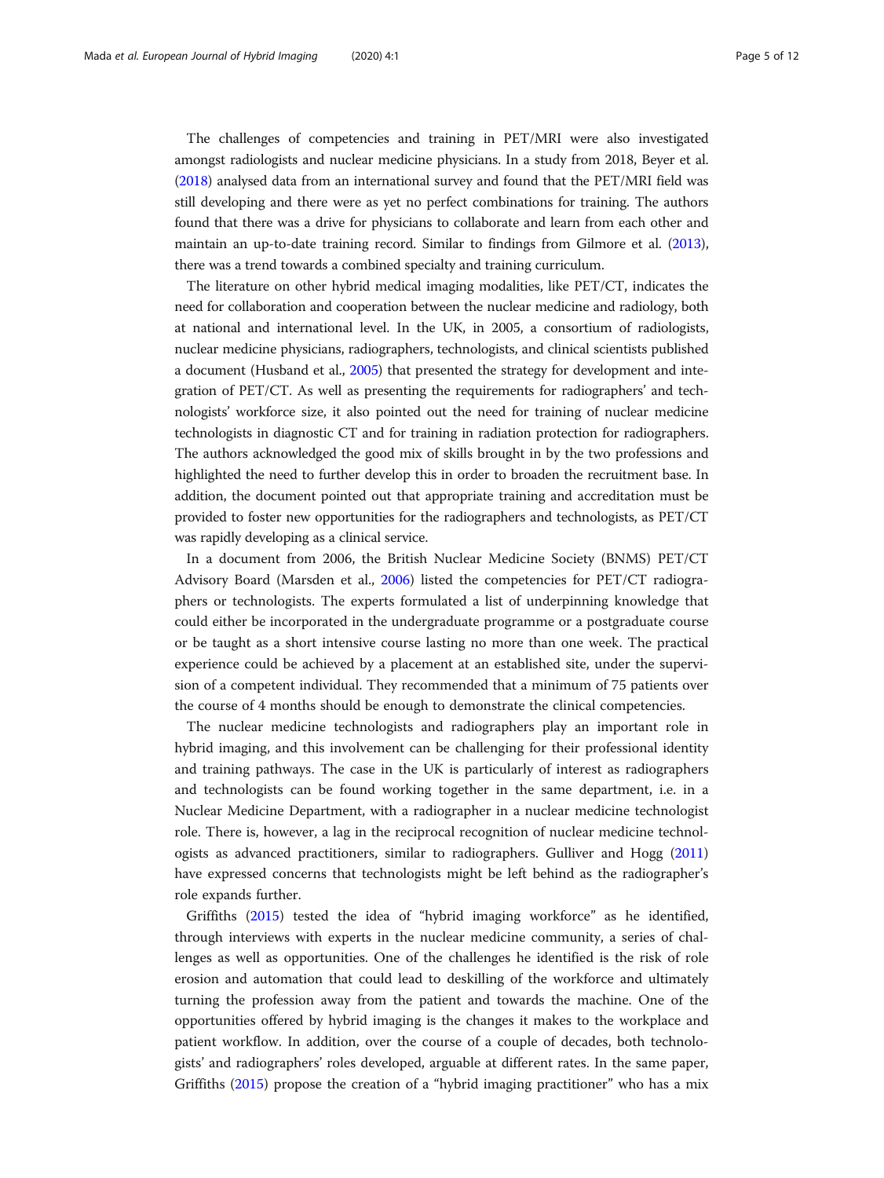The challenges of competencies and training in PET/MRI were also investigated amongst radiologists and nuclear medicine physicians. In a study from 2018, Beyer et al. (2018) analysed data from an international survey and found that the PET/MRI field was still developing and there were as yet no perfect combinations for training. The authors found that there was a drive for physicians to collaborate and learn from each other and maintain an up-to-date training record. Similar to findings from Gilmore et al. (2013), there was a trend towards a combined specialty and training curriculum.

The literature on other hybrid medical imaging modalities, like PET/CT, indicates the need for collaboration and cooperation between the nuclear medicine and radiology, both at national and international level. In the UK, in 2005, a consortium of radiologists, nuclear medicine physicians, radiographers, technologists, and clinical scientists published a document (Husband et al., 2005) that presented the strategy for development and integration of PET/CT. As well as presenting the requirements for radiographers' and technologists' workforce size, it also pointed out the need for training of nuclear medicine technologists in diagnostic CT and for training in radiation protection for radiographers. The authors acknowledged the good mix of skills brought in by the two professions and highlighted the need to further develop this in order to broaden the recruitment base. In addition, the document pointed out that appropriate training and accreditation must be provided to foster new opportunities for the radiographers and technologists, as PET/CT was rapidly developing as a clinical service.

In a document from 2006, the British Nuclear Medicine Society (BNMS) PET/CT Advisory Board (Marsden et al., 2006) listed the competencies for PET/CT radiographers or technologists. The experts formulated a list of underpinning knowledge that could either be incorporated in the undergraduate programme or a postgraduate course or be taught as a short intensive course lasting no more than one week. The practical experience could be achieved by a placement at an established site, under the supervision of a competent individual. They recommended that a minimum of 75 patients over the course of 4 months should be enough to demonstrate the clinical competencies.

The nuclear medicine technologists and radiographers play an important role in hybrid imaging, and this involvement can be challenging for their professional identity and training pathways. The case in the UK is particularly of interest as radiographers and technologists can be found working together in the same department, i.e. in a Nuclear Medicine Department, with a radiographer in a nuclear medicine technologist role. There is, however, a lag in the reciprocal recognition of nuclear medicine technologists as advanced practitioners, similar to radiographers. Gulliver and Hogg (2011) have expressed concerns that technologists might be left behind as the radiographer's role expands further.

Griffiths (2015) tested the idea of "hybrid imaging workforce" as he identified, through interviews with experts in the nuclear medicine community, a series of challenges as well as opportunities. One of the challenges he identified is the risk of role erosion and automation that could lead to deskilling of the workforce and ultimately turning the profession away from the patient and towards the machine. One of the opportunities offered by hybrid imaging is the changes it makes to the workplace and patient workflow. In addition, over the course of a couple of decades, both technologists' and radiographers' roles developed, arguable at different rates. In the same paper, Griffiths (2015) propose the creation of a "hybrid imaging practitioner" who has a mix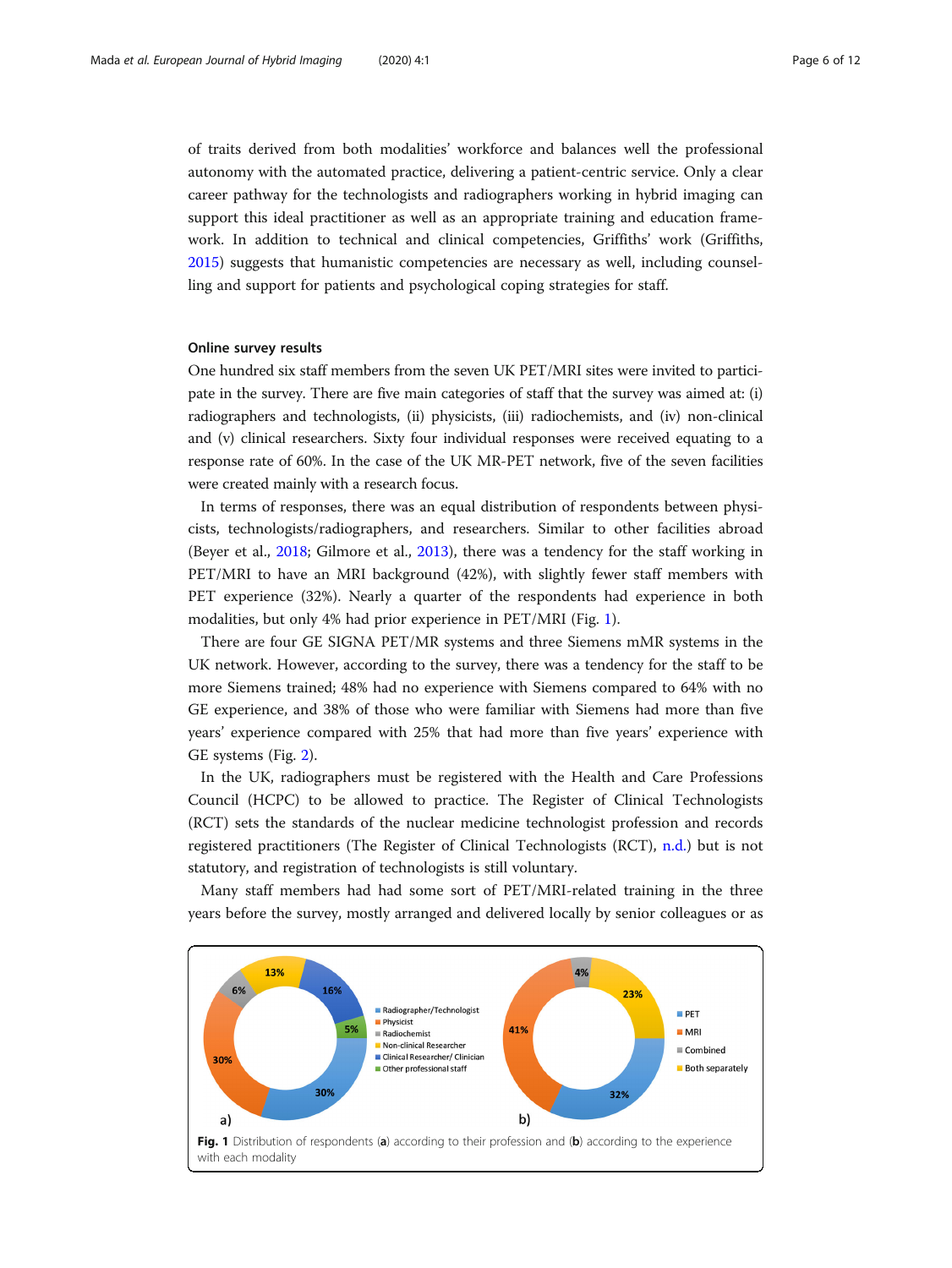of traits derived from both modalities' workforce and balances well the professional autonomy with the automated practice, delivering a patient-centric service. Only a clear career pathway for the technologists and radiographers working in hybrid imaging can support this ideal practitioner as well as an appropriate training and education framework. In addition to technical and clinical competencies, Griffiths' work (Griffiths, 2015) suggests that humanistic competencies are necessary as well, including counselling and support for patients and psychological coping strategies for staff.

#### Online survey results

One hundred six staff members from the seven UK PET/MRI sites were invited to participate in the survey. There are five main categories of staff that the survey was aimed at: (i) radiographers and technologists, (ii) physicists, (iii) radiochemists, and (iv) non-clinical and (v) clinical researchers. Sixty four individual responses were received equating to a response rate of 60%. In the case of the UK MR-PET network, five of the seven facilities were created mainly with a research focus.

In terms of responses, there was an equal distribution of respondents between physicists, technologists/radiographers, and researchers. Similar to other facilities abroad (Beyer et al., 2018; Gilmore et al., 2013), there was a tendency for the staff working in PET/MRI to have an MRI background (42%), with slightly fewer staff members with PET experience (32%). Nearly a quarter of the respondents had experience in both modalities, but only 4% had prior experience in PET/MRI (Fig. 1).

There are four GE SIGNA PET/MR systems and three Siemens mMR systems in the UK network. However, according to the survey, there was a tendency for the staff to be more Siemens trained; 48% had no experience with Siemens compared to 64% with no GE experience, and 38% of those who were familiar with Siemens had more than five years' experience compared with 25% that had more than five years' experience with GE systems (Fig. 2).

In the UK, radiographers must be registered with the Health and Care Professions Council (HCPC) to be allowed to practice. The Register of Clinical Technologists (RCT) sets the standards of the nuclear medicine technologist profession and records registered practitioners (The Register of Clinical Technologists (RCT), n.d.) but is not statutory, and registration of technologists is still voluntary.

Many staff members had had some sort of PET/MRI-related training in the three years before the survey, mostly arranged and delivered locally by senior colleagues or as

**Fig. 1** Distribution of respondents (**a**) according to their profession and (**b**) according to the experience with each modality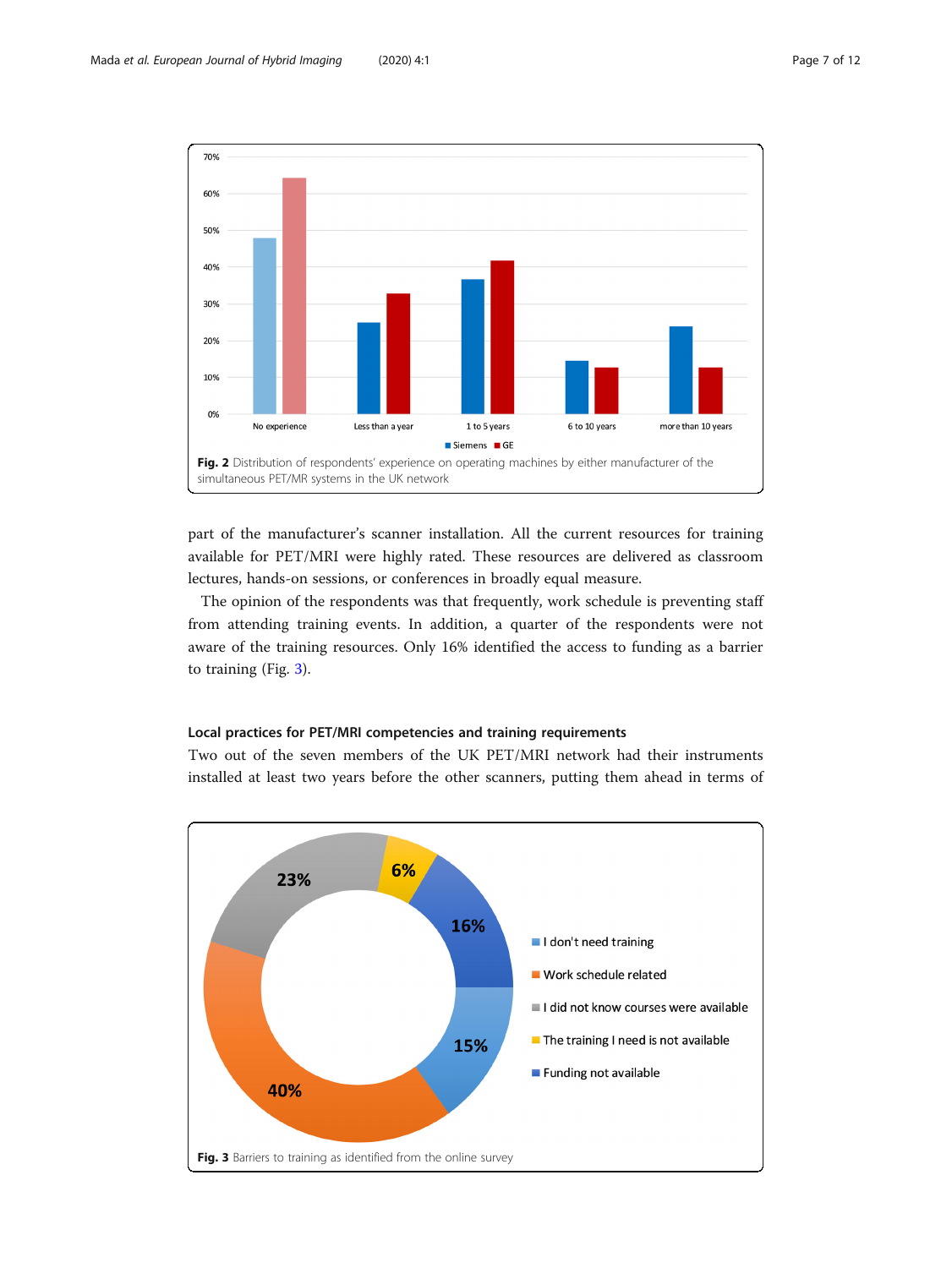Fig. 2 Distribution of respondents' experience on operating machines by either manufacturer of the simultaneous PET/MR systems in the UK network

part of the manufacturer's scanner installation. All the current resources for training available for PET/MRI were highly rated. These resources are delivered as classroom lectures, hands-on sessions, or conferences in broadly equal measure.

The opinion of the respondents was that frequently, work schedule is preventing staff from attending training events. In addition, a quarter of the respondents were not aware of the training resources. Only 16% identified the access to funding as a barrier to training (Fig. 3).

### Local practices for PET/MRI competencies and training requirements

Two out of the seven members of the UK PET/MRI network had their instruments installed at least two years before the other scanners, putting them ahead in terms of

Fig. 3 Barriers to training as identified from the online survey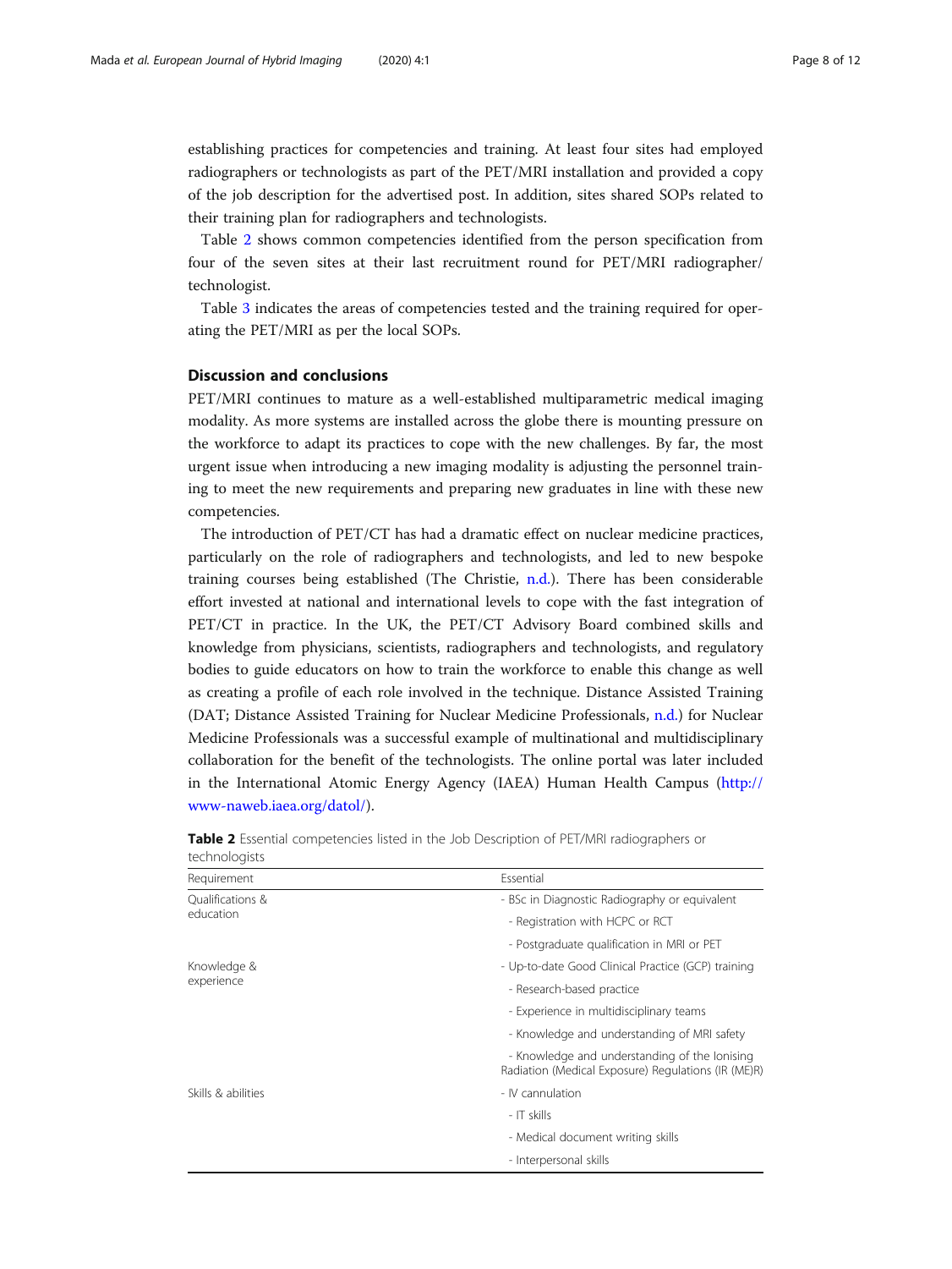establishing practices for competencies and training. At least four sites had employed radiographers or technologists as part of the PET/MRI installation and provided a copy of the job description for the advertised post. In addition, sites shared SOPs related to their training plan for radiographers and technologists.

Table 2 shows common competencies identified from the person specification from four of the seven sites at their last recruitment round for PET/MRI radiographer/technologist.

Table 3 indicates the areas of competencies tested and the training required for operating the PET/MRI as per the local SOPs.

## Discussion and conclusions

PET/MRI continues to mature as a well-established multiparametric medical imaging modality. As more systems are installed across the globe there is mounting pressure on the workforce to adapt its practices to cope with the new challenges. By far, the most urgent issue when introducing a new imaging modality is adjusting the personnel training to meet the new requirements and preparing new graduates in line with these new competencies.

The introduction of PET/CT has had a dramatic effect on nuclear medicine practices, particularly on the role of radiographers and technologists, and led to new bespoke training courses being established (The Christie, n.d.). There has been considerable effort invested at national and international levels to cope with the fast integration of PET/CT in practice. In the UK, the PET/CT Advisory Board combined skills and knowledge from physicians, scientists, radiographers and technologists, and regulatory bodies to guide educators on how to train the workforce to enable this change as well as creating a profile of each role involved in the technique. Distance Assisted Training (DAT; Distance Assisted Training for Nuclear Medicine Professionals, n.d.) for Nuclear Medicine Professionals was a successful example of multinational and multidisciplinary collaboration for the benefit of the technologists. The online portal was later included in the International Atomic Energy Agency (IAEA) Human Health Campus (http://www-naweb.iaea.org/datol/).

**Table 2** Essential competencies listed in the Job Description of PET/MRI radiographers or technologists

| Requirement | Essential |
|---|---|
| Qualifications & education | - BSc in Diagnostic Radiography or equivalent |
| | - Registration with HCPC or RCT |
| | - Postgraduate qualification in MRI or PET |
| Knowledge & experience | - Up-to-date Good Clinical Practice (GCP) training |
| | - Research-based practice |
| | - Experience in multidisciplinary teams |
| | - Knowledge and understanding of MRI safety |
| | - Knowledge and understanding of the Ionising Radiation (Medical Exposure) Regulations (IR (ME)R) |
| Skills & abilities | - IV cannulation |
| | - IT skills |
| | - Medical document writing skills |
| | - Interpersonal skills |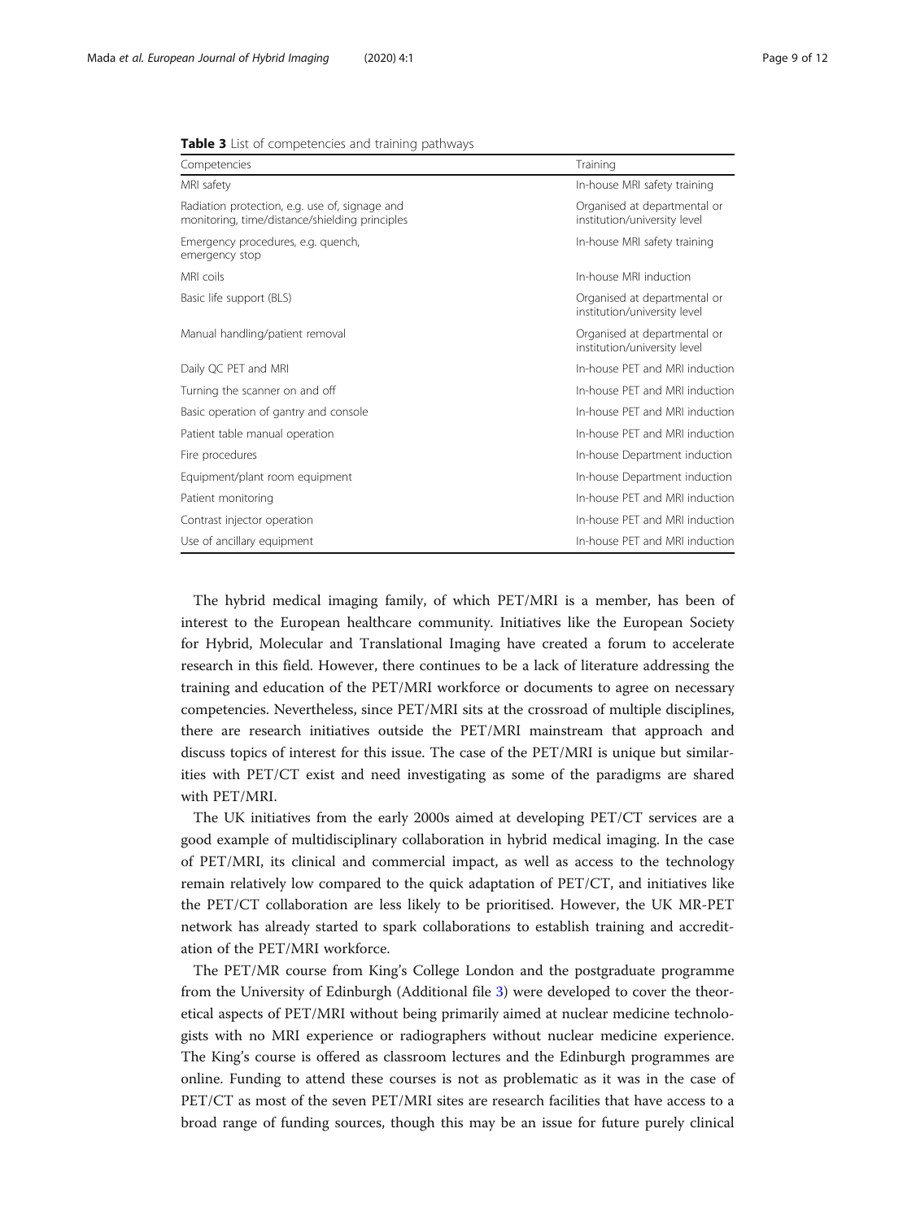**Table 3** List of competencies and training pathways

| Competencies | Training |
|---|---|
| MRI safety | In-house MRI safety training |
| Radiation protection, e.g. use of, signage and monitoring, time/distance/shielding principles | Organised at departmental or institution/university level |
| Emergency procedures, e.g. quench, emergency stop | In-house MRI safety training |
| MRI coils | In-house MRI induction |
| Basic life support (BLS) | Organised at departmental or institution/university level |
| Manual handling/patient removal | Organised at departmental or institution/university level |
| Daily QC PET and MRI | In-house PET and MRI induction |
| Turning the scanner on and off | In-house PET and MRI induction |
| Basic operation of gantry and console | In-house PET and MRI induction |
| Patient table manual operation | In-house PET and MRI induction |
| Fire procedures | In-house Department induction |
| Equipment/plant room equipment | In-house Department induction |
| Patient monitoring | In-house PET and MRI induction |
| Contrast injector operation | In-house PET and MRI induction |
| Use of ancillary equipment | In-house PET and MRI induction |

The hybrid medical imaging family, of which PET/MRI is a member, has been of interest to the European healthcare community. Initiatives like the European Society for Hybrid, Molecular and Translational Imaging have created a forum to accelerate research in this field. However, there continues to be a lack of literature addressing the training and education of the PET/MRI workforce or documents to agree on necessary competencies. Nevertheless, since PET/MRI sits at the crossroad of multiple disciplines, there are research initiatives outside the PET/MRI mainstream that approach and discuss topics of interest for this issue. The case of the PET/MRI is unique but similarities with PET/CT exist and need investigating as some of the paradigms are shared with PET/MRI.

The UK initiatives from the early 2000s aimed at developing PET/CT services are a good example of multidisciplinary collaboration in hybrid medical imaging. In the case of PET/MRI, its clinical and commercial impact, as well as access to the technology remain relatively low compared to the quick adaptation of PET/CT, and initiatives like the PET/CT collaboration are less likely to be prioritised. However, the UK MR-PET network has already started to spark collaborations to establish training and accreditation of the PET/MRI workforce.

The PET/MR course from King's College London and the postgraduate programme from the University of Edinburgh (Additional file 3) were developed to cover the theoretical aspects of PET/MRI without being primarily aimed at nuclear medicine technologists with no MRI experience or radiographers without nuclear medicine experience. The King's course is offered as classroom lectures and the Edinburgh programmes are online. Funding to attend these courses is not as problematic as it was in the case of PET/CT as most of the seven PET/MRI sites are research facilities that have access to a broad range of funding sources, though this may be an issue for future purely clinical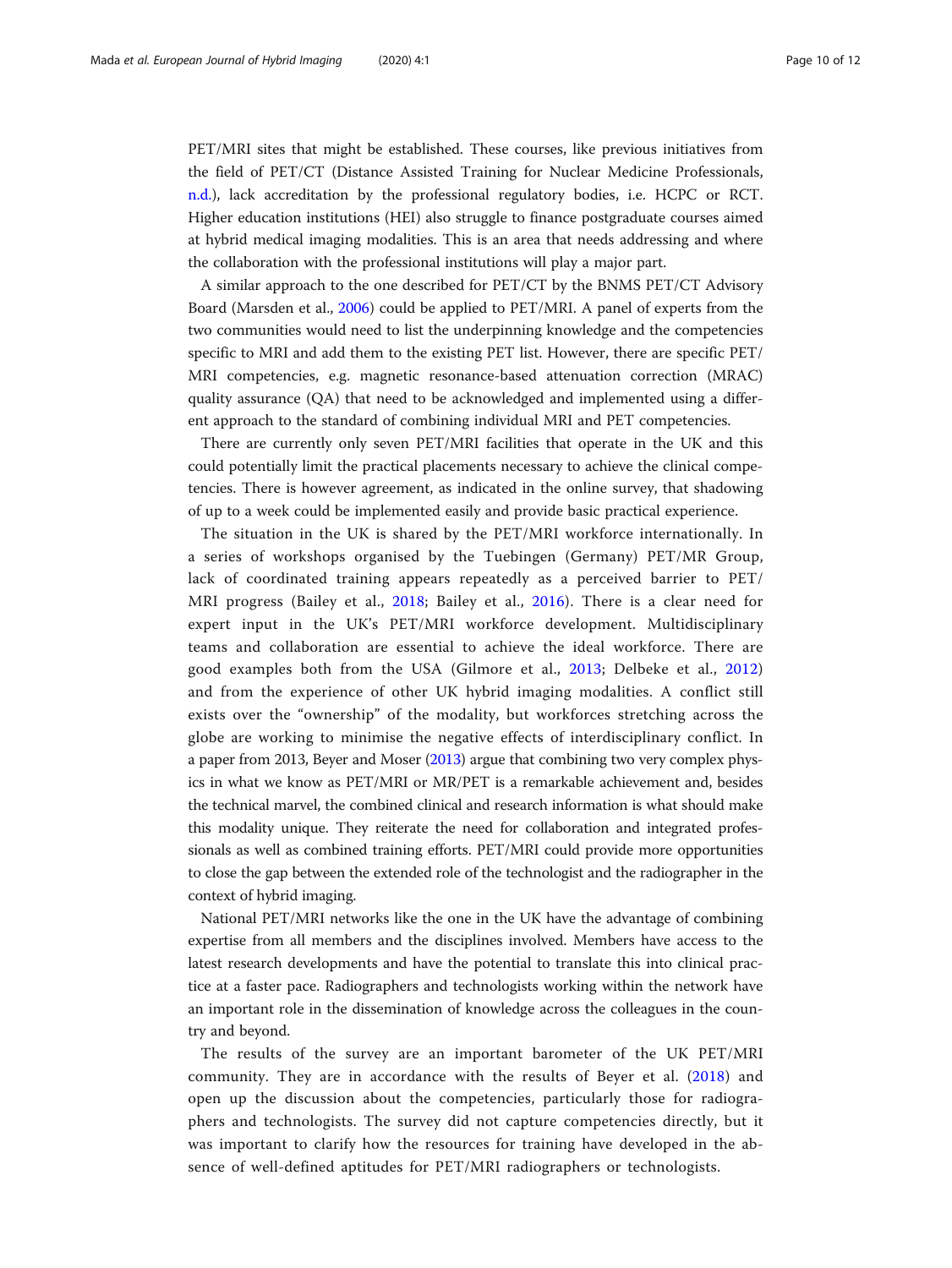PET/MRI sites that might be established. These courses, like previous initiatives from the field of PET/CT (Distance Assisted Training for Nuclear Medicine Professionals, n.d.), lack accreditation by the professional regulatory bodies, i.e. HCPC or RCT. Higher education institutions (HEI) also struggle to finance postgraduate courses aimed at hybrid medical imaging modalities. This is an area that needs addressing and where the collaboration with the professional institutions will play a major part.

A similar approach to the one described for PET/CT by the BNMS PET/CT Advisory Board (Marsden et al., 2006) could be applied to PET/MRI. A panel of experts from the two communities would need to list the underpinning knowledge and the competencies specific to MRI and add them to the existing PET list. However, there are specific PET/MRI competencies, e.g. magnetic resonance-based attenuation correction (MRAC) quality assurance (QA) that need to be acknowledged and implemented using a different approach to the standard of combining individual MRI and PET competencies.

There are currently only seven PET/MRI facilities that operate in the UK and this could potentially limit the practical placements necessary to achieve the clinical competencies. There is however agreement, as indicated in the online survey, that shadowing of up to a week could be implemented easily and provide basic practical experience.

The situation in the UK is shared by the PET/MRI workforce internationally. In a series of workshops organised by the Tuebingen (Germany) PET/MR Group, lack of coordinated training appears repeatedly as a perceived barrier to PET/MRI progress (Bailey et al., 2018; Bailey et al., 2016). There is a clear need for expert input in the UK's PET/MRI workforce development. Multidisciplinary teams and collaboration are essential to achieve the ideal workforce. There are good examples both from the USA (Gilmore et al., 2013; Delbeke et al., 2012) and from the experience of other UK hybrid imaging modalities. A conflict still exists over the "ownership" of the modality, but workforces stretching across the globe are working to minimise the negative effects of interdisciplinary conflict. In a paper from 2013, Beyer and Moser (2013) argue that combining two very complex physics in what we know as PET/MRI or MR/PET is a remarkable achievement and, besides the technical marvel, the combined clinical and research information is what should make this modality unique. They reiterate the need for collaboration and integrated professionals as well as combined training efforts. PET/MRI could provide more opportunities to close the gap between the extended role of the technologist and the radiographer in the context of hybrid imaging.

National PET/MRI networks like the one in the UK have the advantage of combining expertise from all members and the disciplines involved. Members have access to the latest research developments and have the potential to translate this into clinical practice at a faster pace. Radiographers and technologists working within the network have an important role in the dissemination of knowledge across the colleagues in the country and beyond.

The results of the survey are an important barometer of the UK PET/MRI community. They are in accordance with the results of Beyer et al. (2018) and open up the discussion about the competencies, particularly those for radiographers and technologists. The survey did not capture competencies directly, but it was important to clarify how the resources for training have developed in the absence of well-defined aptitudes for PET/MRI radiographers or technologists.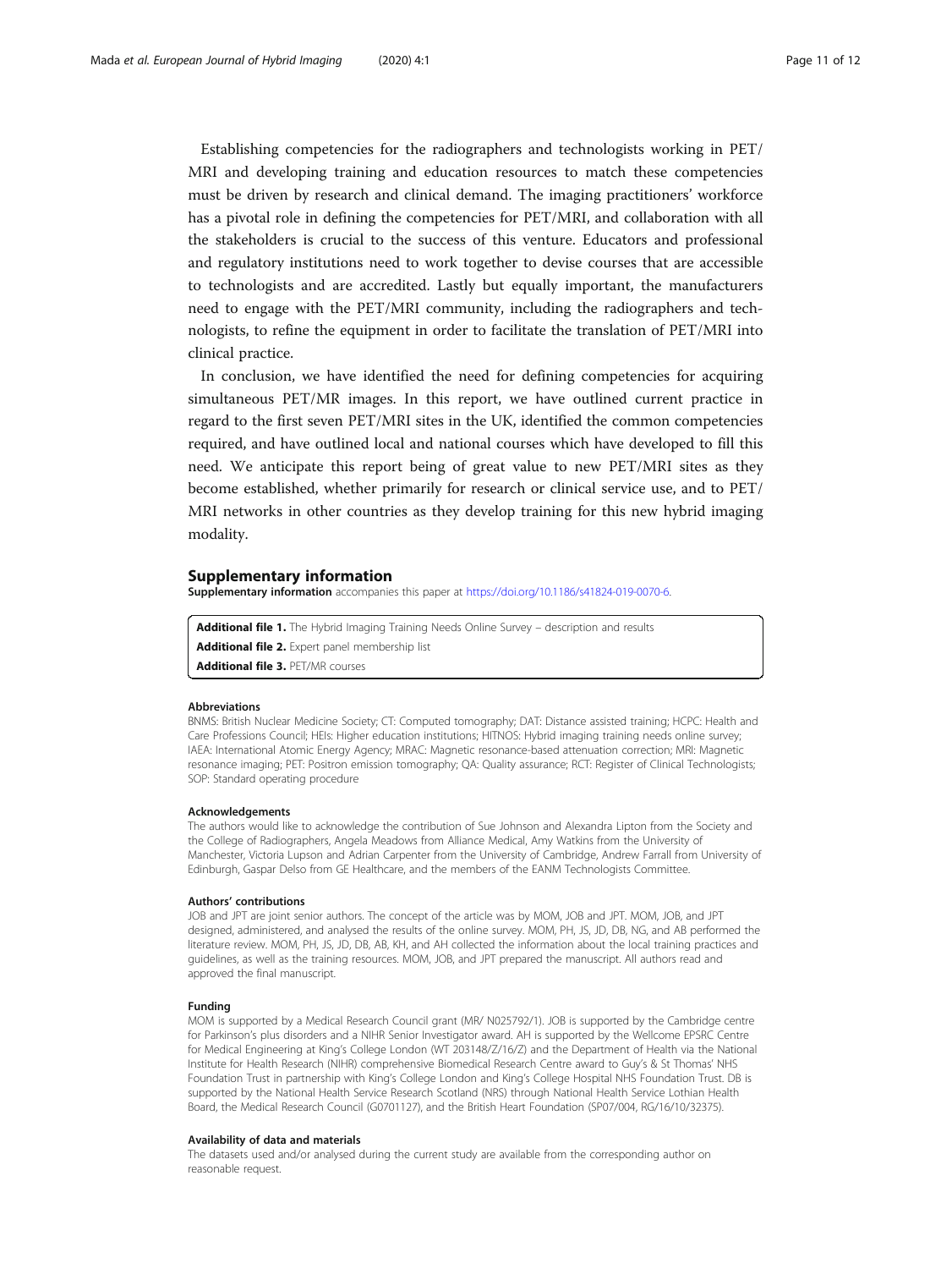Establishing competencies for the radiographers and technologists working in PET/MRI and developing training and education resources to match these competencies must be driven by research and clinical demand. The imaging practitioners' workforce has a pivotal role in defining the competencies for PET/MRI, and collaboration with all the stakeholders is crucial to the success of this venture. Educators and professional and regulatory institutions need to work together to devise courses that are accessible to technologists and are accredited. Lastly but equally important, the manufacturers need to engage with the PET/MRI community, including the radiographers and technologists, to refine the equipment in order to facilitate the translation of PET/MRI into clinical practice.

In conclusion, we have identified the need for defining competencies for acquiring simultaneous PET/MR images. In this report, we have outlined current practice in regard to the first seven PET/MRI sites in the UK, identified the common competencies required, and have outlined local and national courses which have developed to fill this need. We anticipate this report being of great value to new PET/MRI sites as they become established, whether primarily for research or clinical service use, and to PET/MRI networks in other countries as they develop training for this new hybrid imaging modality.

## Supplementary information

**Supplementary information** accompanies this paper at https://doi.org/10.1186/s41824-019-0070-6.

**Additional file 1.** The Hybrid Imaging Training Needs Online Survey – description and results
**Additional file 2.** Expert panel membership list
**Additional file 3.** PET/MR courses

#### Abbreviations

BNMS: British Nuclear Medicine Society; CT: Computed tomography; DAT: Distance assisted training; HCPC: Health and Care Professions Council; HEIs: Higher education institutions; HITNOS: Hybrid imaging training needs online survey; IAEA: International Atomic Energy Agency; MRAC: Magnetic resonance-based attenuation correction; MRI: Magnetic resonance imaging; PET: Positron emission tomography; QA: Quality assurance; RCT: Register of Clinical Technologists; SOP: Standard operating procedure

#### Acknowledgements

The authors would like to acknowledge the contribution of Sue Johnson and Alexandra Lipton from the Society and the College of Radiographers, Angela Meadows from Alliance Medical, Amy Watkins from the University of Manchester, Victoria Lupson and Adrian Carpenter from the University of Cambridge, Andrew Farrall from University of Edinburgh, Gaspar Delso from GE Healthcare, and the members of the EANM Technologists Committee.

#### Authors' contributions

JOB and JPT are joint senior authors. The concept of the article was by MOM, JOB and JPT. MOM, JOB, and JPT designed, administered, and analysed the results of the online survey. MOM, PH, JS, JD, DB, NG, and AB performed the literature review. MOM, PH, JS, JD, DB, AB, KH, and AH collected the information about the local training practices and guidelines, as well as the training resources. MOM, JOB, and JPT prepared the manuscript. All authors read and approved the final manuscript.

#### Funding

MOM is supported by a Medical Research Council grant (MR/ N025792/1). JOB is supported by the Cambridge centre for Parkinson's plus disorders and a NIHR Senior Investigator award. AH is supported by the Wellcome EPSRC Centre for Medical Engineering at King's College London (WT 203148/Z/16/Z) and the Department of Health via the National Institute for Health Research (NIHR) comprehensive Biomedical Research Centre award to Guy's & St Thomas' NHS Foundation Trust in partnership with King's College London and King's College Hospital NHS Foundation Trust. DB is supported by the National Health Service Research Scotland (NRS) through National Health Service Lothian Health Board, the Medical Research Council (G0701127), and the British Heart Foundation (SP07/004, RG/16/10/32375).

#### Availability of data and materials

The datasets used and/or analysed during the current study are available from the corresponding author on reasonable request.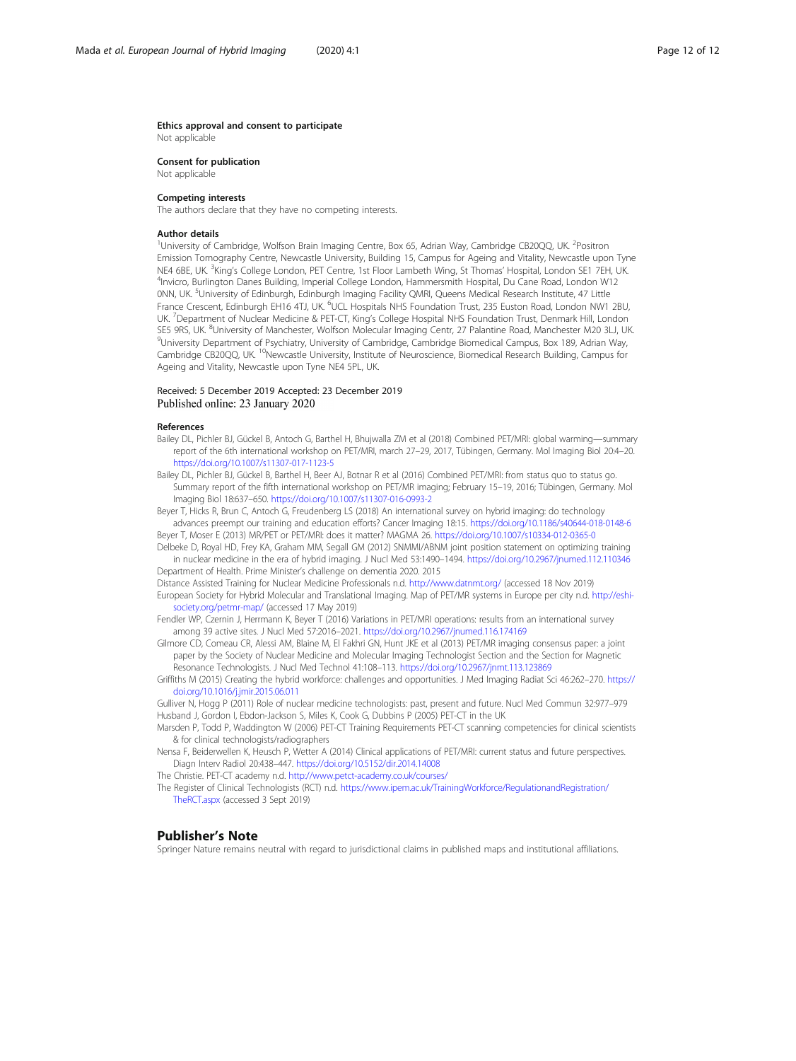#### Ethics approval and consent to participate

Not applicable

#### Consent for publication

Not applicable

#### Competing interests

The authors declare that they have no competing interests.

#### Author details

[1]University of Cambridge, Wolfson Brain Imaging Centre, Box 65, Adrian Way, Cambridge CB20QQ, UK. [2]Positron Emission Tomography Centre, Newcastle University, Building 15, Campus for Ageing and Vitality, Newcastle upon Tyne NE4 6BE, UK. [3]King's College London, PET Centre, 1st Floor Lambeth Wing, St Thomas' Hospital, London SE1 7EH, UK. [4]Invicro, Burlington Danes Building, Imperial College London, Hammersmith Hospital, Du Cane Road, London W12 0NN, UK. [5]University of Edinburgh, Edinburgh Imaging Facility QMRI, Queens Medical Research Institute, 47 Little France Crescent, Edinburgh EH16 4TJ, UK. [6]UCL Hospitals NHS Foundation Trust, 235 Euston Road, London NW1 2BU, UK. [7]Department of Nuclear Medicine & PET-CT, King's College Hospital NHS Foundation Trust, Denmark Hill, London SE5 9RS, UK. [8]University of Manchester, Wolfson Molecular Imaging Centr, 27 Palantine Road, Manchester M20 3LJ, UK. [9]University Department of Psychiatry, University of Cambridge, Cambridge Biomedical Campus, Box 189, Adrian Way, Cambridge CB20QQ, UK. [10]Newcastle University, Institute of Neuroscience, Biomedical Research Building, Campus for Ageing and Vitality, Newcastle upon Tyne NE4 5PL, UK.

Received: 5 December 2019 Accepted: 23 December 2019
Published online: 23 January 2020

#### References

Bailey DL, Pichler BJ, Gückel B, Antoch G, Barthel H, Bhujwalla ZM et al (2018) Combined PET/MRI: global warming—summary report of the 6th international workshop on PET/MRI, march 27–29, 2017, Tübingen, Germany. Mol Imaging Biol 20:4–20. https://doi.org/10.1007/s11307-017-1123-5

Bailey DL, Pichler BJ, Gückel B, Barthel H, Beer AJ, Botnar R et al (2016) Combined PET/MRI: from status quo to status go. Summary report of the fifth international workshop on PET/MR imaging; February 15–19, 2016; Tübingen, Germany. Mol Imaging Biol 18:637–650. https://doi.org/10.1007/s11307-016-0993-2

Beyer T, Hicks R, Brun C, Antoch G, Freudenberg LS (2018) An international survey on hybrid imaging: do technology advances preempt our training and education efforts? Cancer Imaging 18:15. https://doi.org/10.1186/s40644-018-0148-6

Beyer T, Moser E (2013) MR/PET or PET/MRI: does it matter? MAGMA 26. https://doi.org/10.1007/s10334-012-0365-0

Delbeke D, Royal HD, Frey KA, Graham MM, Segall GM (2012) SNMMI/ABNM joint position statement on optimizing training in nuclear medicine in the era of hybrid imaging. J Nucl Med 53:1490–1494. https://doi.org/10.2967/jnumed.112.110346

Department of Health. Prime Minister's challenge on dementia 2020. 2015

Distance Assisted Training for Nuclear Medicine Professionals n.d. http://www.datnmt.org/ (accessed 18 Nov 2019)

European Society for Hybrid Molecular and Translational Imaging. Map of PET/MR systems in Europe per city n.d. http://eshi-society.org/petmr-map/ (accessed 17 May 2019)

Fendler WP, Czernin J, Herrmann K, Beyer T (2016) Variations in PET/MRI operations: results from an international survey among 39 active sites. J Nucl Med 57:2016–2021. https://doi.org/10.2967/jnumed.116.174169

Gilmore CD, Comeau CR, Alessi AM, Blaine M, El Fakhri GN, Hunt JKE et al (2013) PET/MR imaging consensus paper: a joint paper by the Society of Nuclear Medicine and Molecular Imaging Technologist Section and the Section for Magnetic Resonance Technologists. J Nucl Med Technol 41:108–113. https://doi.org/10.2967/jnmt.113.123869

Griffiths M (2015) Creating the hybrid workforce: challenges and opportunities. J Med Imaging Radiat Sci 46:262–270. https://doi.org/10.1016/j.jmir.2015.06.011

Gulliver N, Hogg P (2011) Role of nuclear medicine technologists: past, present and future. Nucl Med Commun 32:977–979

Husband J, Gordon I, Ebdon-Jackson S, Miles K, Cook G, Dubbins P (2005) PET-CT in the UK

Marsden P, Todd P, Waddington W (2006) PET-CT Training Requirements PET-CT scanning competencies for clinical scientists & for clinical technologists/radiographers

Nensa F, Beiderwellen K, Heusch P, Wetter A (2014) Clinical applications of PET/MRI: current status and future perspectives. Diagn Interv Radiol 20:438–447. https://doi.org/10.5152/dir.2014.14008

The Christie. PET-CT academy n.d. http://www.petct-academy.co.uk/courses/

The Register of Clinical Technologists (RCT) n.d. https://www.ipem.ac.uk/TrainingWorkforce/RegulationandRegistration/TheRCT.aspx (accessed 3 Sept 2019)

## Publisher's Note

Springer Nature remains neutral with regard to jurisdictional claims in published maps and institutional affiliations.